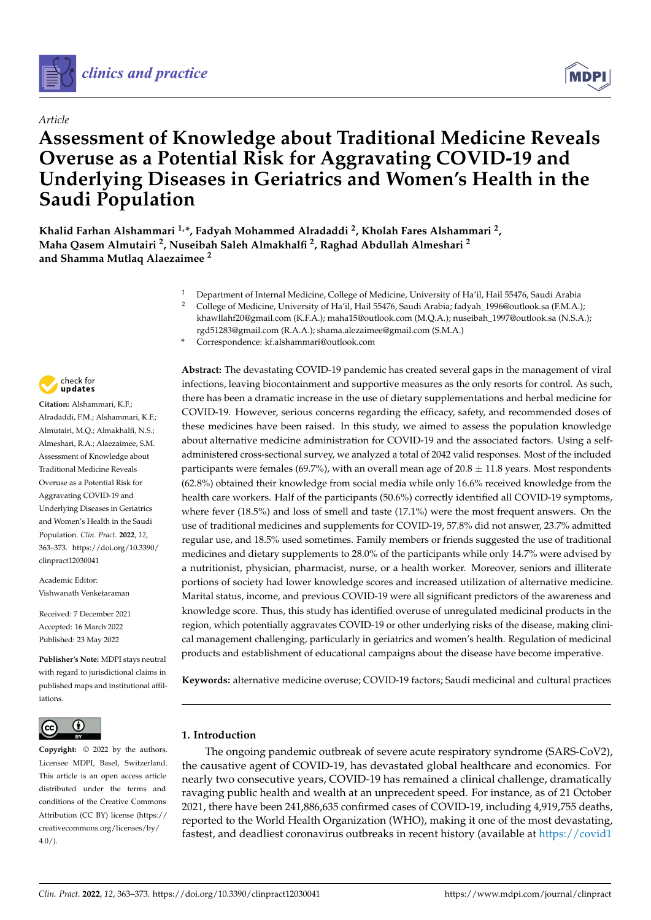*clinics and practice*

Article

# Assessment of Knowledge about Traditional Medicine Reveals Overuse as a Potential Risk for Aggravating COVID-19 and Underlying Diseases in Geriatrics and Women's Health in the Saudi Population

**Khalid Farhan Alshammari [1,*], Fadyah Mohammed Alradaddi [2], Kholah Fares Alshammari [2], Maha Qasem Almutairi [2], Nuseibah Saleh Almakhalfi [2], Raghad Abdullah Almeshari [2] and Shamma Mutlaq Alaezaimee [2]**

[1] Department of Internal Medicine, College of Medicine, University of Ha'il, Hail 55476, Saudi Arabia
[2] College of Medicine, University of Ha'il, Hail 55476, Saudi Arabia; fadyah_1996@outlook.sa (F.M.A.); khawllahf20@gmail.com (K.F.A.); maha15@outlook.com (M.Q.A.); nuseibah_1997@outlook.sa (N.S.A.); rgd51283@gmail.com (R.A.A.); shama.alezaimee@gmail.com (S.M.A.)
* Correspondence: kf.alshammari@outlook.com

**Citation:** Alshammari, K.F.; Alradaddi, F.M.; Alshammari, K.F.; Almutairi, M.Q.; Almakhalfi, N.S.; Almeshari, R.A.; Alaezaimee, S.M. Assessment of Knowledge about Traditional Medicine Reveals Overuse as a Potential Risk for Aggravating COVID-19 and Underlying Diseases in Geriatrics and Women's Health in the Saudi Population. *Clin. Pract.* **2022**, *12*, 363–373. https://doi.org/10.3390/clinpract12030041

Academic Editor: Vishwanath Venketaraman

Received: 7 December 2021
Accepted: 16 March 2022
Published: 23 May 2022

**Publisher's Note:** MDPI stays neutral with regard to jurisdictional claims in published maps and institutional affiliations.

**Copyright:** © 2022 by the authors. Licensee MDPI, Basel, Switzerland. This article is an open access article distributed under the terms and conditions of the Creative Commons Attribution (CC BY) license (https://creativecommons.org/licenses/by/4.0/).

**Abstract:** The devastating COVID-19 pandemic has created several gaps in the management of viral infections, leaving biocontainment and supportive measures as the only resorts for control. As such, there has been a dramatic increase in the use of dietary supplementations and herbal medicine for COVID-19. However, serious concerns regarding the efficacy, safety, and recommended doses of these medicines have been raised. In this study, we aimed to assess the population knowledge about alternative medicine administration for COVID-19 and the associated factors. Using a self-administered cross-sectional survey, we analyzed a total of 2042 valid responses. Most of the included participants were females (69.7%), with an overall mean age of 20.8 ± 11.8 years. Most respondents (62.8%) obtained their knowledge from social media while only 16.6% received knowledge from the health care workers. Half of the participants (50.6%) correctly identified all COVID-19 symptoms, where fever (18.5%) and loss of smell and taste (17.1%) were the most frequent answers. On the use of traditional medicines and supplements for COVID-19, 57.8% did not answer, 23.7% admitted regular use, and 18.5% used sometimes. Family members or friends suggested the use of traditional medicines and dietary supplements to 28.0% of the participants while only 14.7% were advised by a nutritionist, physician, pharmacist, nurse, or a health worker. Moreover, seniors and illiterate portions of society had lower knowledge scores and increased utilization of alternative medicine. Marital status, income, and previous COVID-19 were all significant predictors of the awareness and knowledge score. Thus, this study has identified overuse of unregulated medicinal products in the region, which potentially aggravates COVID-19 or other underlying risks of the disease, making clinical management challenging, particularly in geriatrics and women's health. Regulation of medicinal products and establishment of educational campaigns about the disease have become imperative.

**Keywords:** alternative medicine overuse; COVID-19 factors; Saudi medicinal and cultural practices

## 1. Introduction

The ongoing pandemic outbreak of severe acute respiratory syndrome (SARS-CoV2), the causative agent of COVID-19, has devastated global healthcare and economics. For nearly two consecutive years, COVID-19 has remained a clinical challenge, dramatically ravaging public health and wealth at an unprecedent speed. For instance, as of 21 October 2021, there have been 241,886,635 confirmed cases of COVID-19, including 4,919,755 deaths, reported to the World Health Organization (WHO), making it one of the most devastating, fastest, and deadliest coronavirus outbreaks in recent history (available at https://covid1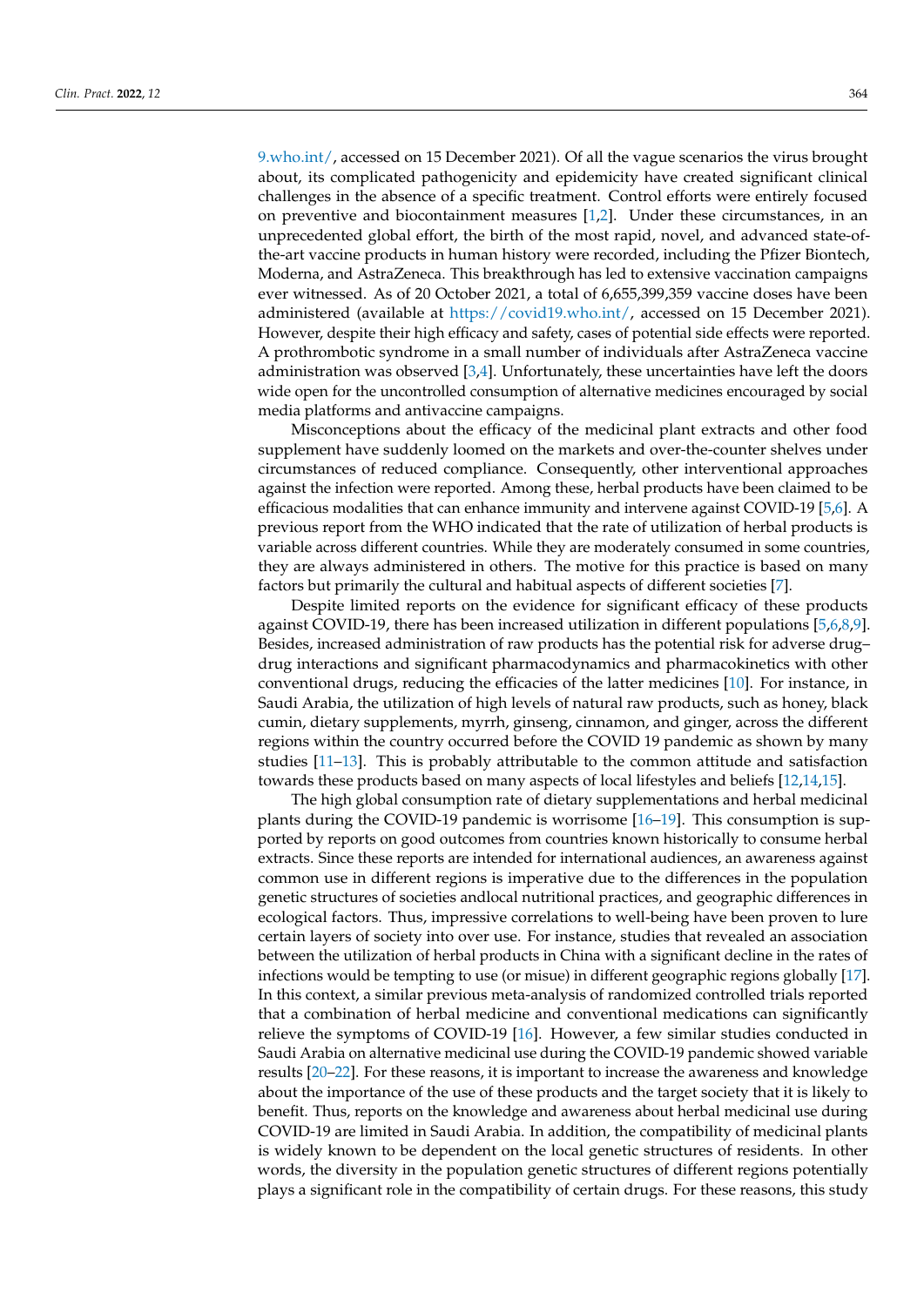9.who.int/, accessed on 15 December 2021). Of all the vague scenarios the virus brought about, its complicated pathogenicity and epidemicity have created significant clinical challenges in the absence of a specific treatment. Control efforts were entirely focused on preventive and biocontainment measures [1,2]. Under these circumstances, in an unprecedented global effort, the birth of the most rapid, novel, and advanced state-of-the-art vaccine products in human history were recorded, including the Pfizer Biontech, Moderna, and AstraZeneca. This breakthrough has led to extensive vaccination campaigns ever witnessed. As of 20 October 2021, a total of 6,655,399,359 vaccine doses have been administered (available at https://covid19.who.int/, accessed on 15 December 2021). However, despite their high efficacy and safety, cases of potential side effects were reported. A prothrombotic syndrome in a small number of individuals after AstraZeneca vaccine administration was observed [3,4]. Unfortunately, these uncertainties have left the doors wide open for the uncontrolled consumption of alternative medicines encouraged by social media platforms and antivaccine campaigns.

Misconceptions about the efficacy of the medicinal plant extracts and other food supplement have suddenly loomed on the markets and over-the-counter shelves under circumstances of reduced compliance. Consequently, other interventional approaches against the infection were reported. Among these, herbal products have been claimed to be efficacious modalities that can enhance immunity and intervene against COVID-19 [5,6]. A previous report from the WHO indicated that the rate of utilization of herbal products is variable across different countries. While they are moderately consumed in some countries, they are always administered in others. The motive for this practice is based on many factors but primarily the cultural and habitual aspects of different societies [7].

Despite limited reports on the evidence for significant efficacy of these products against COVID-19, there has been increased utilization in different populations [5,6,8,9]. Besides, increased administration of raw products has the potential risk for adverse drug–drug interactions and significant pharmacodynamics and pharmacokinetics with other conventional drugs, reducing the efficacies of the latter medicines [10]. For instance, in Saudi Arabia, the utilization of high levels of natural raw products, such as honey, black cumin, dietary supplements, myrrh, ginseng, cinnamon, and ginger, across the different regions within the country occurred before the COVID 19 pandemic as shown by many studies [11–13]. This is probably attributable to the common attitude and satisfaction towards these products based on many aspects of local lifestyles and beliefs [12,14,15].

The high global consumption rate of dietary supplementations and herbal medicinal plants during the COVID-19 pandemic is worrisome [16–19]. This consumption is supported by reports on good outcomes from countries known historically to consume herbal extracts. Since these reports are intended for international audiences, an awareness against common use in different regions is imperative due to the differences in the population genetic structures of societies andlocal nutritional practices, and geographic differences in ecological factors. Thus, impressive correlations to well-being have been proven to lure certain layers of society into over use. For instance, studies that revealed an association between the utilization of herbal products in China with a significant decline in the rates of infections would be tempting to use (or misue) in different geographic regions globally [17]. In this context, a similar previous meta-analysis of randomized controlled trials reported that a combination of herbal medicine and conventional medications can significantly relieve the symptoms of COVID-19 [16]. However, a few similar studies conducted in Saudi Arabia on alternative medicinal use during the COVID-19 pandemic showed variable results [20–22]. For these reasons, it is important to increase the awareness and knowledge about the importance of the use of these products and the target society that it is likely to benefit. Thus, reports on the knowledge and awareness about herbal medicinal use during COVID-19 are limited in Saudi Arabia. In addition, the compatibility of medicinal plants is widely known to be dependent on the local genetic structures of residents. In other words, the diversity in the population genetic structures of different regions potentially plays a significant role in the compatibility of certain drugs. For these reasons, this study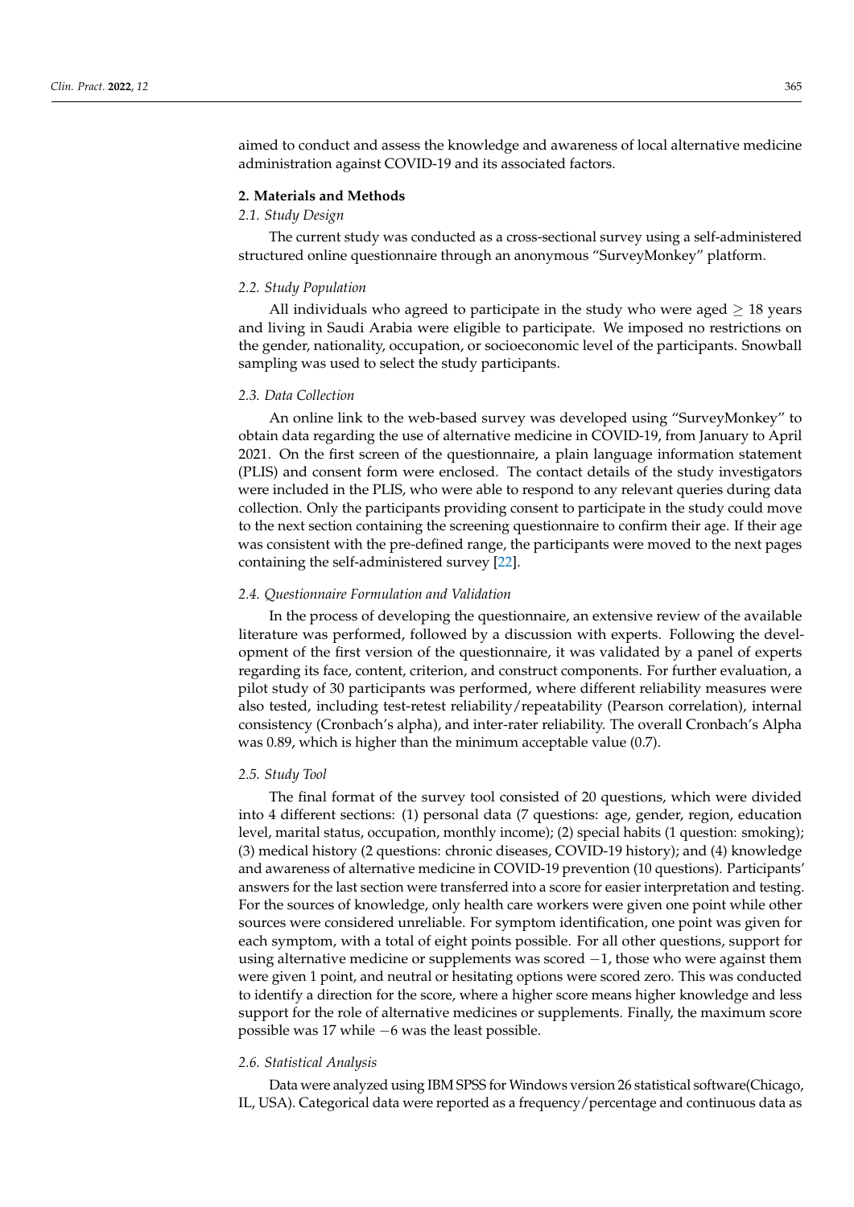aimed to conduct and assess the knowledge and awareness of local alternative medicine administration against COVID-19 and its associated factors.

## 2. Materials and Methods

### *2.1. Study Design*

The current study was conducted as a cross-sectional survey using a self-administered structured online questionnaire through an anonymous "SurveyMonkey" platform.

### *2.2. Study Population*

All individuals who agreed to participate in the study who were aged $\geq$ 18 years and living in Saudi Arabia were eligible to participate. We imposed no restrictions on the gender, nationality, occupation, or socioeconomic level of the participants. Snowball sampling was used to select the study participants.

### *2.3. Data Collection*

An online link to the web-based survey was developed using "SurveyMonkey" to obtain data regarding the use of alternative medicine in COVID-19, from January to April 2021. On the first screen of the questionnaire, a plain language information statement (PLIS) and consent form were enclosed. The contact details of the study investigators were included in the PLIS, who were able to respond to any relevant queries during data collection. Only the participants providing consent to participate in the study could move to the next section containing the screening questionnaire to confirm their age. If their age was consistent with the pre-defined range, the participants were moved to the next pages containing the self-administered survey [22].

### *2.4. Questionnaire Formulation and Validation*

In the process of developing the questionnaire, an extensive review of the available literature was performed, followed by a discussion with experts. Following the development of the first version of the questionnaire, it was validated by a panel of experts regarding its face, content, criterion, and construct components. For further evaluation, a pilot study of 30 participants was performed, where different reliability measures were also tested, including test-retest reliability/repeatability (Pearson correlation), internal consistency (Cronbach's alpha), and inter-rater reliability. The overall Cronbach's Alpha was 0.89, which is higher than the minimum acceptable value (0.7).

### *2.5. Study Tool*

The final format of the survey tool consisted of 20 questions, which were divided into 4 different sections: (1) personal data (7 questions: age, gender, region, education level, marital status, occupation, monthly income); (2) special habits (1 question: smoking); (3) medical history (2 questions: chronic diseases, COVID-19 history); and (4) knowledge and awareness of alternative medicine in COVID-19 prevention (10 questions). Participants' answers for the last section were transferred into a score for easier interpretation and testing. For the sources of knowledge, only health care workers were given one point while other sources were considered unreliable. For symptom identification, one point was given for each symptom, with a total of eight points possible. For all other questions, support for using alternative medicine or supplements was scored $-1$, those who were against them were given 1 point, and neutral or hesitating options were scored zero. This was conducted to identify a direction for the score, where a higher score means higher knowledge and less support for the role of alternative medicines or supplements. Finally, the maximum score possible was 17 while $-6$ was the least possible.

### *2.6. Statistical Analysis*

Data were analyzed using IBM SPSS for Windows version 26 statistical software(Chicago, IL, USA). Categorical data were reported as a frequency/percentage and continuous data as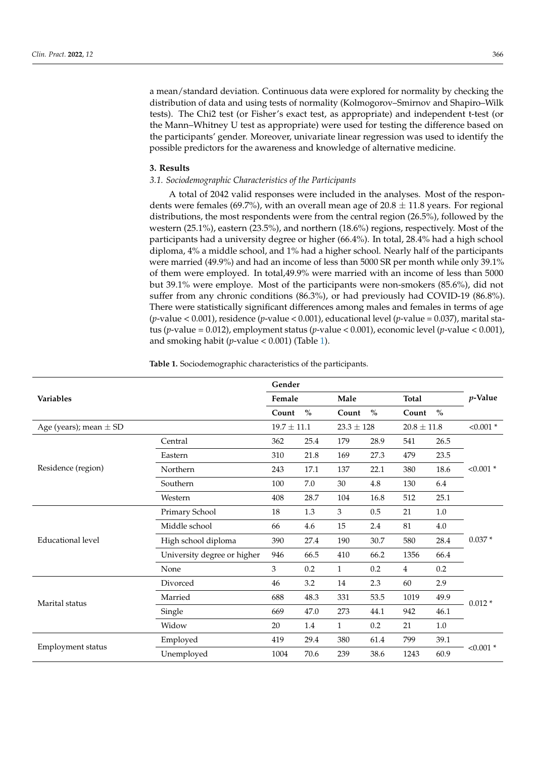a mean/standard deviation. Continuous data were explored for normality by checking the distribution of data and using tests of normality (Kolmogorov–Smirnov and Shapiro–Wilk tests). The Chi2 test (or Fisher's exact test, as appropriate) and independent t-test (or the Mann–Whitney U test as appropriate) were used for testing the difference based on the participants' gender. Moreover, univariate linear regression was used to identify the possible predictors for the awareness and knowledge of alternative medicine.

## 3. Results

### *3.1. Sociodemographic Characteristics of the Participants*

A total of 2042 valid responses were included in the analyses. Most of the respondents were females (69.7%), with an overall mean age of 20.8 ± 11.8 years. For regional distributions, the most respondents were from the central region (26.5%), followed by the western (25.1%), eastern (23.5%), and northern (18.6%) regions, respectively. Most of the participants had a university degree or higher (66.4%). In total, 28.4% had a high school diploma, 4% a middle school, and 1% had a higher school. Nearly half of the participants were married (49.9%) and had an income of less than 5000 SR per month while only 39.1% of them were employed. In total,49.9% were married with an income of less than 5000 but 39.1% were employe. Most of the participants were non-smokers (85.6%), did not suffer from any chronic conditions (86.3%), or had previously had COVID-19 (86.8%). There were statistically significant differences among males and females in terms of age ($p$-value < 0.001), residence ($p$-value < 0.001), educational level ($p$-value = 0.037), marital status ($p$-value = 0.012), employment status ($p$-value < 0.001), economic level ($p$-value < 0.001), and smoking habit ($p$-value < 0.001) (Table 1).

**Table 1.** Sociodemographic characteristics of the participants.

| Variables | | Gender | | | | | | *p*-Value |
|---|---|---|---|---|---|---|---|---|
| | | Female | | Male | | Total | | |
| | | Count | % | Count | % | Count | % | |
| Age (years); mean ± SD | | 19.7 ± 11.1 | | 23.3 ± 128 | | 20.8 ± 11.8 | | <0.001 * |
| Residence (region) | Central | 362 | 25.4 | 179 | 28.9 | 541 | 26.5 | <0.001 * |
| | Eastern | 310 | 21.8 | 169 | 27.3 | 479 | 23.5 | |
| | Northern | 243 | 17.1 | 137 | 22.1 | 380 | 18.6 | |
| | Southern | 100 | 7.0 | 30 | 4.8 | 130 | 6.4 | |
| | Western | 408 | 28.7 | 104 | 16.8 | 512 | 25.1 | |
| Educational level | Primary School | 18 | 1.3 | 3 | 0.5 | 21 | 1.0 | 0.037 * |
| | Middle school | 66 | 4.6 | 15 | 2.4 | 81 | 4.0 | |
| | High school diploma | 390 | 27.4 | 190 | 30.7 | 580 | 28.4 | |
| | University degree or higher | 946 | 66.5 | 410 | 66.2 | 1356 | 66.4 | |
| | None | 3 | 0.2 | 1 | 0.2 | 4 | 0.2 | |
| Marital status | Divorced | 46 | 3.2 | 14 | 2.3 | 60 | 2.9 | 0.012 * |
| | Married | 688 | 48.3 | 331 | 53.5 | 1019 | 49.9 | |
| | Single | 669 | 47.0 | 273 | 44.1 | 942 | 46.1 | |
| | Widow | 20 | 1.4 | 1 | 0.2 | 21 | 1.0 | |
| Employment status | Employed | 419 | 29.4 | 380 | 61.4 | 799 | 39.1 | <0.001 * |
| | Unemployed | 1004 | 70.6 | 239 | 38.6 | 1243 | 60.9 | |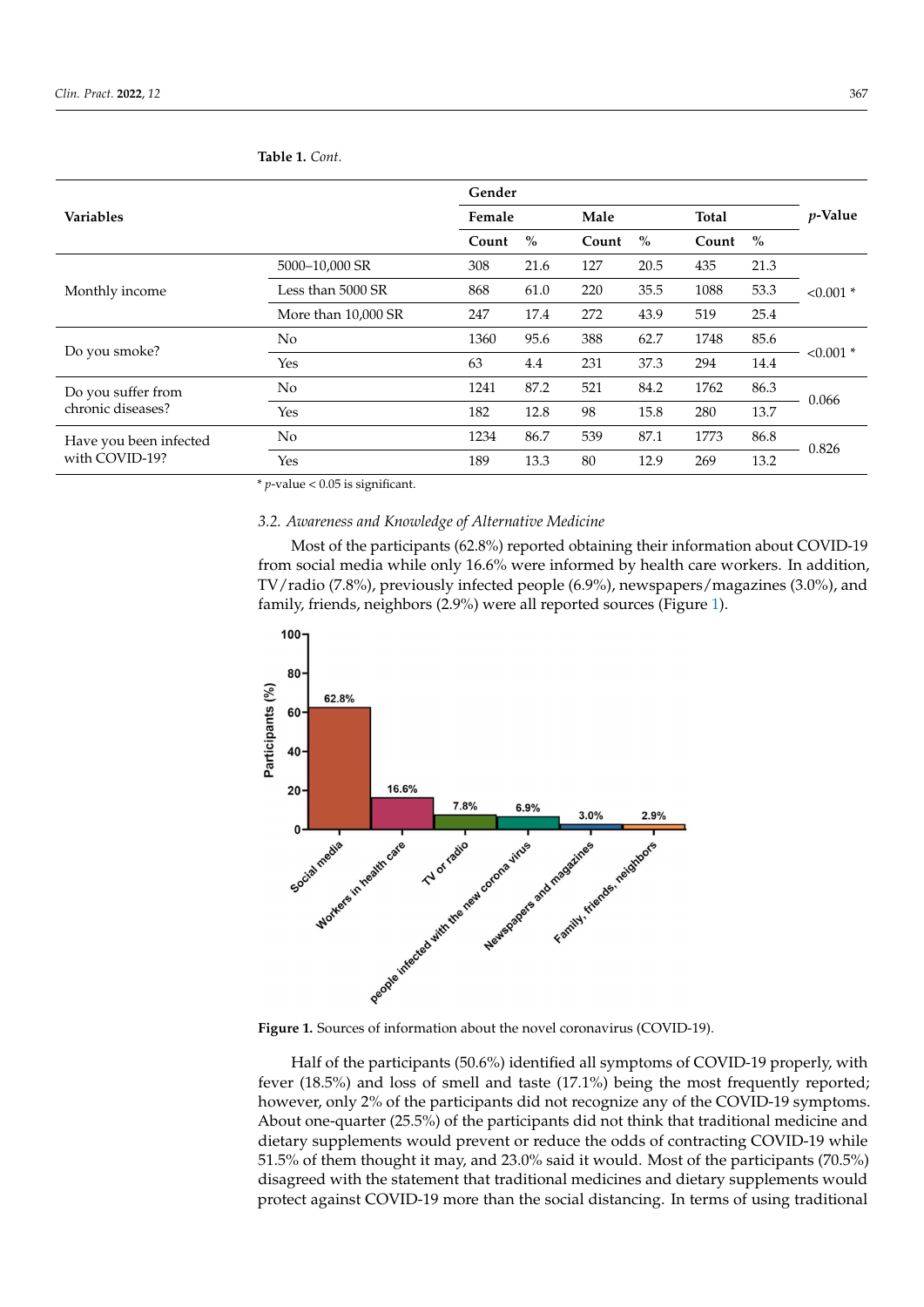**Table 1.** *Cont.*

| Variables | | Gender | | | | | | *p*-Value |
|---|---|---|---|---|---|---|---|---|
| | | Female | | Male | | Total | | |
| | | Count | % | Count | % | Count | % | |
| Monthly income | 5000–10,000 SR | 308 | 21.6 | 127 | 20.5 | 435 | 21.3 | <0.001 * |
| | Less than 5000 SR | 868 | 61.0 | 220 | 35.5 | 1088 | 53.3 | |
| | More than 10,000 SR | 247 | 17.4 | 272 | 43.9 | 519 | 25.4 | |
| Do you smoke? | No | 1360 | 95.6 | 388 | 62.7 | 1748 | 85.6 | <0.001 * |
| | Yes | 63 | 4.4 | 231 | 37.3 | 294 | 14.4 | |
| Do you suffer from chronic diseases? | No | 1241 | 87.2 | 521 | 84.2 | 1762 | 86.3 | 0.066 |
| | Yes | 182 | 12.8 | 98 | 15.8 | 280 | 13.7 | |
| Have you been infected with COVID-19? | No | 1234 | 86.7 | 539 | 87.1 | 1773 | 86.8 | 0.826 |
| | Yes | 189 | 13.3 | 80 | 12.9 | 269 | 13.2 | |

\* *p*-value < 0.05 is significant.

### 3.2. Awareness and Knowledge of Alternative Medicine

Most of the participants (62.8%) reported obtaining their information about COVID-19 from social media while only 16.6% were informed by health care workers. In addition, TV/radio (7.8%), previously infected people (6.9%), newspapers/magazines (3.0%), and family, friends, neighbors (2.9%) were all reported sources (Figure 1).

**Figure 1.** Sources of information about the novel coronavirus (COVID-19).

Half of the participants (50.6%) identified all symptoms of COVID-19 properly, with fever (18.5%) and loss of smell and taste (17.1%) being the most frequently reported; however, only 2% of the participants did not recognize any of the COVID-19 symptoms. About one-quarter (25.5%) of the participants did not think that traditional medicine and dietary supplements would prevent or reduce the odds of contracting COVID-19 while 51.5% of them thought it may, and 23.0% said it would. Most of the participants (70.5%) disagreed with the statement that traditional medicines and dietary supplements would protect against COVID-19 more than the social distancing. In terms of using traditional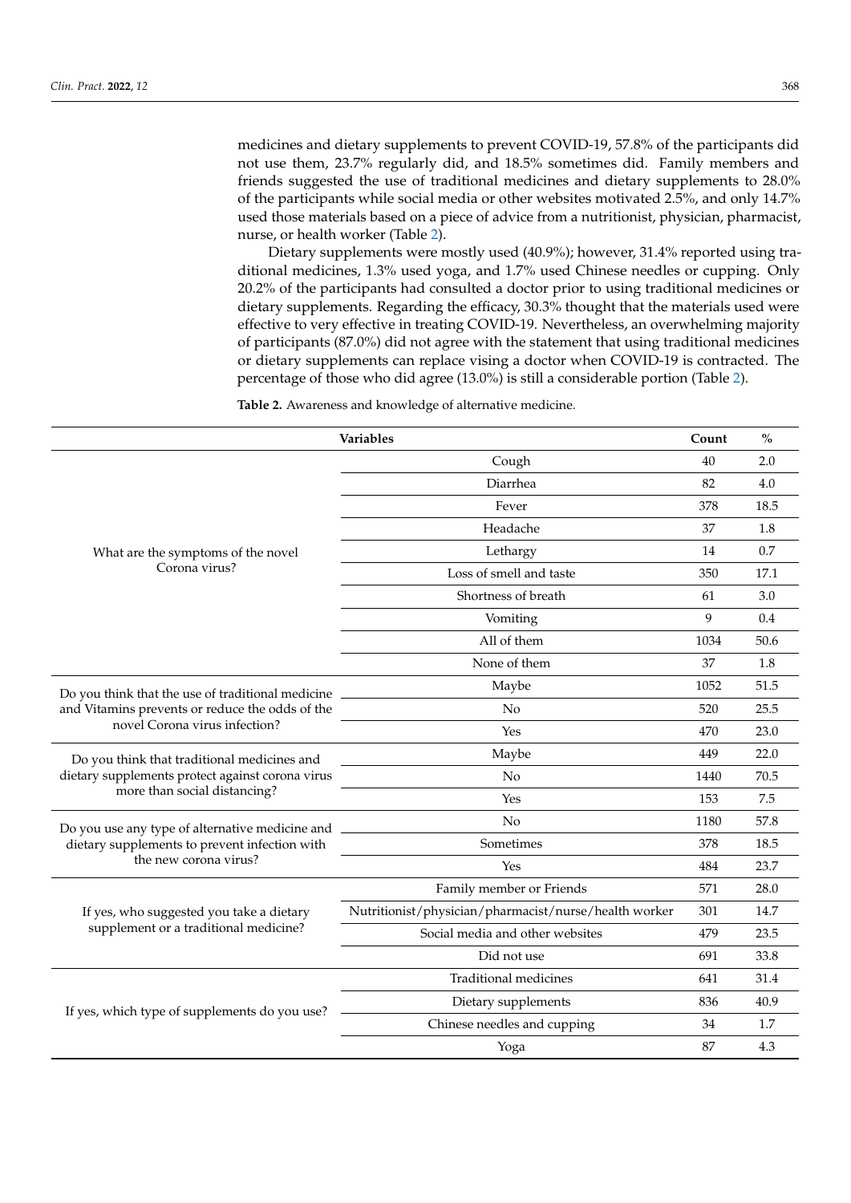medicines and dietary supplements to prevent COVID-19, 57.8% of the participants did not use them, 23.7% regularly did, and 18.5% sometimes did. Family members and friends suggested the use of traditional medicines and dietary supplements to 28.0% of the participants while social media or other websites motivated 2.5%, and only 14.7% used those materials based on a piece of advice from a nutritionist, physician, pharmacist, nurse, or health worker (Table 2).

Dietary supplements were mostly used (40.9%); however, 31.4% reported using traditional medicines, 1.3% used yoga, and 1.7% used Chinese needles or cupping. Only 20.2% of the participants had consulted a doctor prior to using traditional medicines or dietary supplements. Regarding the efficacy, 30.3% thought that the materials used were effective to very effective in treating COVID-19. Nevertheless, an overwhelming majority of participants (87.0%) did not agree with the statement that using traditional medicines or dietary supplements can replace vising a doctor when COVID-19 is contracted. The percentage of those who did agree (13.0%) is still a considerable portion (Table 2).

**Table 2.** Awareness and knowledge of alternative medicine.

| Variables | | Count | % |
|---|---|---|---|
| What are the symptoms of the novel Corona virus? | Cough | 40 | 2.0 |
| | Diarrhea | 82 | 4.0 |
| | Fever | 378 | 18.5 |
| | Headache | 37 | 1.8 |
| | Lethargy | 14 | 0.7 |
| | Loss of smell and taste | 350 | 17.1 |
| | Shortness of breath | 61 | 3.0 |
| | Vomiting | 9 | 0.4 |
| | All of them | 1034 | 50.6 |
| | None of them | 37 | 1.8 |
| Do you think that the use of traditional medicine and Vitamins prevents or reduce the odds of the novel Corona virus infection? | Maybe | 1052 | 51.5 |
| | No | 520 | 25.5 |
| | Yes | 470 | 23.0 |
| Do you think that traditional medicines and dietary supplements protect against corona virus more than social distancing? | Maybe | 449 | 22.0 |
| | No | 1440 | 70.5 |
| | Yes | 153 | 7.5 |
| Do you use any type of alternative medicine and dietary supplements to prevent infection with the new corona virus? | No | 1180 | 57.8 |
| | Sometimes | 378 | 18.5 |
| | Yes | 484 | 23.7 |
| If yes, who suggested you take a dietary supplement or a traditional medicine? | Family member or Friends | 571 | 28.0 |
| | Nutritionist/physician/pharmacist/nurse/health worker | 301 | 14.7 |
| | Social media and other websites | 479 | 23.5 |
| | Did not use | 691 | 33.8 |
| If yes, which type of supplements do you use? | Traditional medicines | 641 | 31.4 |
| | Dietary supplements | 836 | 40.9 |
| | Chinese needles and cupping | 34 | 1.7 |
| | Yoga | 87 | 4.3 |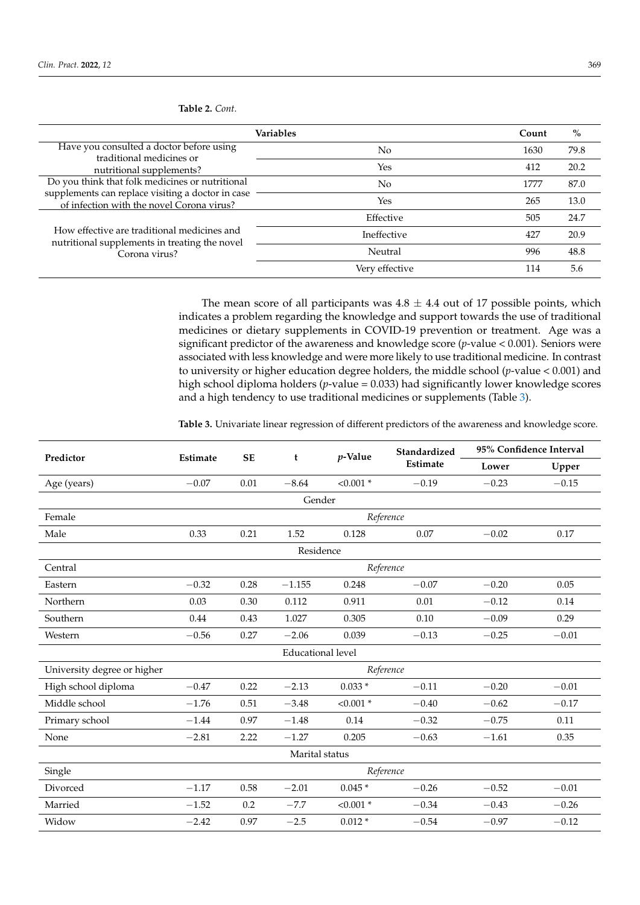**Table 2.** *Cont.*

| Variables | | Count | % |
|---|---|---|---|
| Have you consulted a doctor before using traditional medicines or nutritional supplements? | No | 1630 | 79.8 |
| | Yes | 412 | 20.2 |
| Do you think that folk medicines or nutritional supplements can replace visiting a doctor in case of infection with the novel Corona virus? | No | 1777 | 87.0 |
| | Yes | 265 | 13.0 |
| How effective are traditional medicines and nutritional supplements in treating the novel Corona virus? | Effective | 505 | 24.7 |
| | Ineffective | 427 | 20.9 |
| | Neutral | 996 | 48.8 |
| | Very effective | 114 | 5.6 |

The mean score of all participants was $4.8 \pm 4.4$ out of 17 possible points, which indicates a problem regarding the knowledge and support towards the use of traditional medicines or dietary supplements in COVID-19 prevention or treatment. Age was a significant predictor of the awareness and knowledge score ($p$-value < 0.001). Seniors were associated with less knowledge and were more likely to use traditional medicine. In contrast to university or higher education degree holders, the middle school ($p$-value < 0.001) and high school diploma holders ($p$-value = 0.033) had significantly lower knowledge scores and a high tendency to use traditional medicines or supplements (Table 3).

**Table 3.** Univariate linear regression of different predictors of the awareness and knowledge score.

| Predictor | Estimate | SE | t | $p$-Value | Standardized Estimate | 95% Confidence Interval | |
|---|---|---|---|---|---|---|---|
| | | | | | | Lower | Upper |
| Age (years) | −0.07 | 0.01 | −8.64 | <0.001 * | −0.19 | −0.23 | −0.15 |
| **Gender** | | | | | | | |
| Female | *Reference* | | | | | | |
| Male | 0.33 | 0.21 | 1.52 | 0.128 | 0.07 | −0.02 | 0.17 |
| **Residence** | | | | | | | |
| Central | *Reference* | | | | | | |
| Eastern | −0.32 | 0.28 | −1.155 | 0.248 | −0.07 | −0.20 | 0.05 |
| Northern | 0.03 | 0.30 | 0.112 | 0.911 | 0.01 | −0.12 | 0.14 |
| Southern | 0.44 | 0.43 | 1.027 | 0.305 | 0.10 | −0.09 | 0.29 |
| Western | −0.56 | 0.27 | −2.06 | 0.039 | −0.13 | −0.25 | −0.01 |
| **Educational level** | | | | | | | |
| University degree or higher | *Reference* | | | | | | |
| High school diploma | −0.47 | 0.22 | −2.13 | 0.033 * | −0.11 | −0.20 | −0.01 |
| Middle school | −1.76 | 0.51 | −3.48 | <0.001 * | −0.40 | −0.62 | −0.17 |
| Primary school | −1.44 | 0.97 | −1.48 | 0.14 | −0.32 | −0.75 | 0.11 |
| None | −2.81 | 2.22 | −1.27 | 0.205 | −0.63 | −1.61 | 0.35 |
| **Marital status** | | | | | | | |
| Single | *Reference* | | | | | | |
| Divorced | −1.17 | 0.58 | −2.01 | 0.045 * | −0.26 | −0.52 | −0.01 |
| Married | −1.52 | 0.2 | −7.7 | <0.001 * | −0.34 | −0.43 | −0.26 |
| Widow | −2.42 | 0.97 | −2.5 | 0.012 * | −0.54 | −0.97 | −0.12 |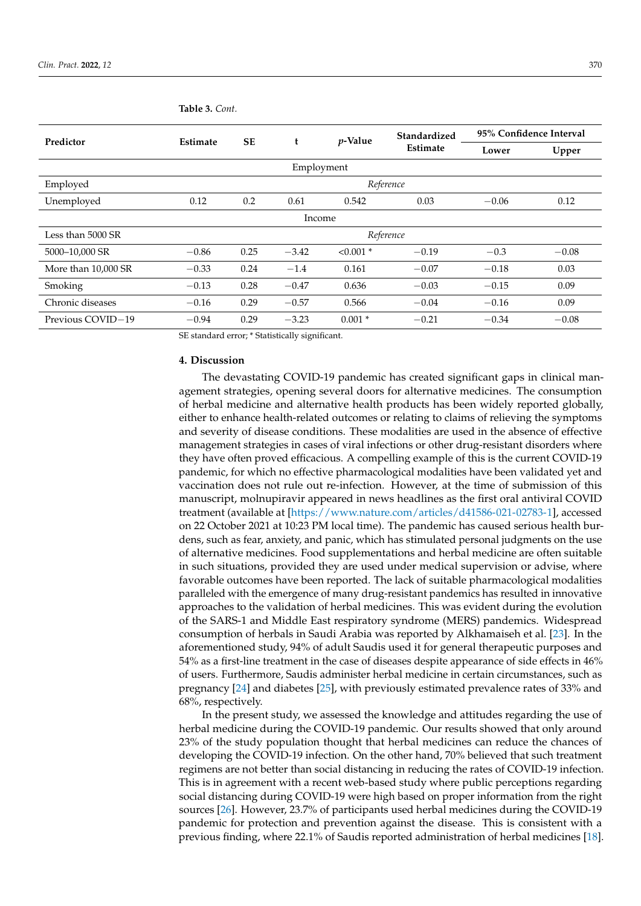**Table 3.** *Cont.*

| Predictor | Estimate | SE | t | *p*-Value | Standardized Estimate | 95% Confidence Interval | |
|---|---|---|---|---|---|---|---|
| | | | | | | Lower | Upper |
| Employment | | | | | | | |
| Employed | *Reference* | | | | | | |
| Unemployed | 0.12 | 0.2 | 0.61 | 0.542 | 0.03 | −0.06 | 0.12 |
| Income | | | | | | | |
| Less than 5000 SR | *Reference* | | | | | | |
| 5000–10,000 SR | −0.86 | 0.25 | −3.42 | <0.001 * | −0.19 | −0.3 | −0.08 |
| More than 10,000 SR | −0.33 | 0.24 | −1.4 | 0.161 | −0.07 | −0.18 | 0.03 |
| Smoking | −0.13 | 0.28 | −0.47 | 0.636 | −0.03 | −0.15 | 0.09 |
| Chronic diseases | −0.16 | 0.29 | −0.57 | 0.566 | −0.04 | −0.16 | 0.09 |
| Previous COVID−19 | −0.94 | 0.29 | −3.23 | 0.001 * | −0.21 | −0.34 | −0.08 |

SE standard error; * Statistically significant.

## 4. Discussion

The devastating COVID-19 pandemic has created significant gaps in clinical management strategies, opening several doors for alternative medicines. The consumption of herbal medicine and alternative health products has been widely reported globally, either to enhance health-related outcomes or relating to claims of relieving the symptoms and severity of disease conditions. These modalities are used in the absence of effective management strategies in cases of viral infections or other drug-resistant disorders where they have often proved efficacious. A compelling example of this is the current COVID-19 pandemic, for which no effective pharmacological modalities have been validated yet and vaccination does not rule out re-infection. However, at the time of submission of this manuscript, molnupiravir appeared in news headlines as the first oral antiviral COVID treatment (available at [https://www.nature.com/articles/d41586-021-02783-1], accessed on 22 October 2021 at 10:23 PM local time). The pandemic has caused serious health burdens, such as fear, anxiety, and panic, which has stimulated personal judgments on the use of alternative medicines. Food supplementations and herbal medicine are often suitable in such situations, provided they are used under medical supervision or advise, where favorable outcomes have been reported. The lack of suitable pharmacological modalities paralleled with the emergence of many drug-resistant pandemics has resulted in innovative approaches to the validation of herbal medicines. This was evident during the evolution of the SARS-1 and Middle East respiratory syndrome (MERS) pandemics. Widespread consumption of herbals in Saudi Arabia was reported by Alkhamaiseh et al. [23]. In the aforementioned study, 94% of adult Saudis used it for general therapeutic purposes and 54% as a first-line treatment in the case of diseases despite appearance of side effects in 46% of users. Furthermore, Saudis administer herbal medicine in certain circumstances, such as pregnancy [24] and diabetes [25], with previously estimated prevalence rates of 33% and 68%, respectively.

In the present study, we assessed the knowledge and attitudes regarding the use of herbal medicine during the COVID-19 pandemic. Our results showed that only around 23% of the study population thought that herbal medicines can reduce the chances of developing the COVID-19 infection. On the other hand, 70% believed that such treatment regimens are not better than social distancing in reducing the rates of COVID-19 infection. This is in agreement with a recent web-based study where public perceptions regarding social distancing during COVID-19 were high based on proper information from the right sources [26]. However, 23.7% of participants used herbal medicines during the COVID-19 pandemic for protection and prevention against the disease. This is consistent with a previous finding, where 22.1% of Saudis reported administration of herbal medicines [18].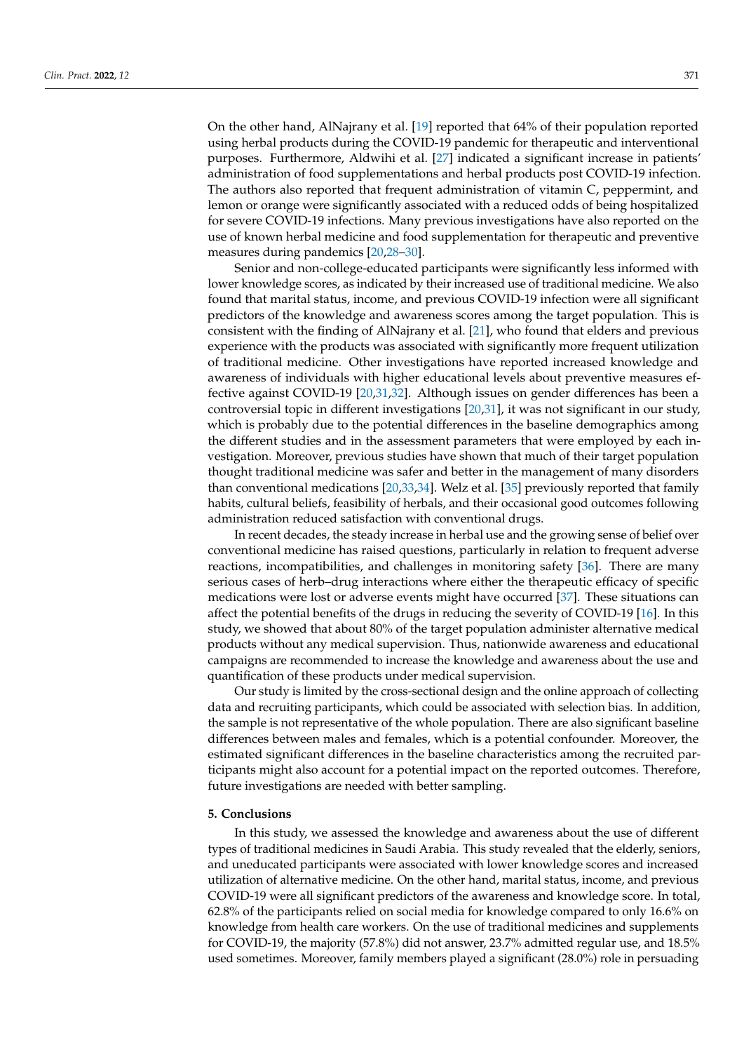On the other hand, AlNajrany et al. [19] reported that 64% of their population reported using herbal products during the COVID-19 pandemic for therapeutic and interventional purposes. Furthermore, Aldwihi et al. [27] indicated a significant increase in patients' administration of food supplementations and herbal products post COVID-19 infection. The authors also reported that frequent administration of vitamin C, peppermint, and lemon or orange were significantly associated with a reduced odds of being hospitalized for severe COVID-19 infections. Many previous investigations have also reported on the use of known herbal medicine and food supplementation for therapeutic and preventive measures during pandemics [20,28–30].

Senior and non-college-educated participants were significantly less informed with lower knowledge scores, as indicated by their increased use of traditional medicine. We also found that marital status, income, and previous COVID-19 infection were all significant predictors of the knowledge and awareness scores among the target population. This is consistent with the finding of AlNajrany et al. [21], who found that elders and previous experience with the products was associated with significantly more frequent utilization of traditional medicine. Other investigations have reported increased knowledge and awareness of individuals with higher educational levels about preventive measures effective against COVID-19 [20,31,32]. Although issues on gender differences has been a controversial topic in different investigations [20,31], it was not significant in our study, which is probably due to the potential differences in the baseline demographics among the different studies and in the assessment parameters that were employed by each investigation. Moreover, previous studies have shown that much of their target population thought traditional medicine was safer and better in the management of many disorders than conventional medications [20,33,34]. Welz et al. [35] previously reported that family habits, cultural beliefs, feasibility of herbals, and their occasional good outcomes following administration reduced satisfaction with conventional drugs.

In recent decades, the steady increase in herbal use and the growing sense of belief over conventional medicine has raised questions, particularly in relation to frequent adverse reactions, incompatibilities, and challenges in monitoring safety [36]. There are many serious cases of herb–drug interactions where either the therapeutic efficacy of specific medications were lost or adverse events might have occurred [37]. These situations can affect the potential benefits of the drugs in reducing the severity of COVID-19 [16]. In this study, we showed that about 80% of the target population administer alternative medical products without any medical supervision. Thus, nationwide awareness and educational campaigns are recommended to increase the knowledge and awareness about the use and quantification of these products under medical supervision.

Our study is limited by the cross-sectional design and the online approach of collecting data and recruiting participants, which could be associated with selection bias. In addition, the sample is not representative of the whole population. There are also significant baseline differences between males and females, which is a potential confounder. Moreover, the estimated significant differences in the baseline characteristics among the recruited participants might also account for a potential impact on the reported outcomes. Therefore, future investigations are needed with better sampling.

## 5. Conclusions

In this study, we assessed the knowledge and awareness about the use of different types of traditional medicines in Saudi Arabia. This study revealed that the elderly, seniors, and uneducated participants were associated with lower knowledge scores and increased utilization of alternative medicine. On the other hand, marital status, income, and previous COVID-19 were all significant predictors of the awareness and knowledge score. In total, 62.8% of the participants relied on social media for knowledge compared to only 16.6% on knowledge from health care workers. On the use of traditional medicines and supplements for COVID-19, the majority (57.8%) did not answer, 23.7% admitted regular use, and 18.5% used sometimes. Moreover, family members played a significant (28.0%) role in persuading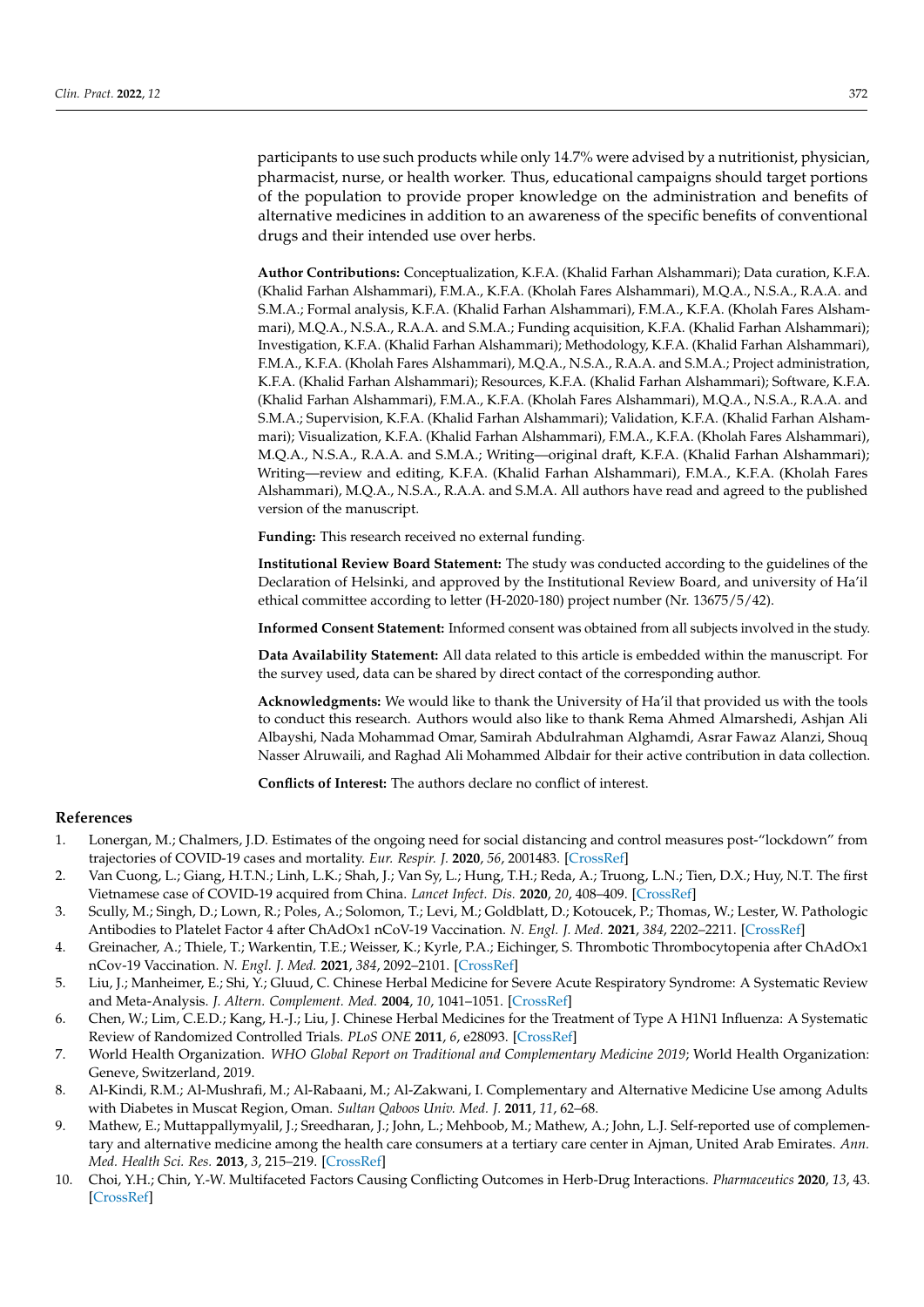participants to use such products while only 14.7% were advised by a nutritionist, physician, pharmacist, nurse, or health worker. Thus, educational campaigns should target portions of the population to provide proper knowledge on the administration and benefits of alternative medicines in addition to an awareness of the specific benefits of conventional drugs and their intended use over herbs.

**Author Contributions:** Conceptualization, K.F.A. (Khalid Farhan Alshammari); Data curation, K.F.A. (Khalid Farhan Alshammari), F.M.A., K.F.A. (Kholah Fares Alshammari), M.Q.A., N.S.A., R.A.A. and S.M.A.; Formal analysis, K.F.A. (Khalid Farhan Alshammari), F.M.A., K.F.A. (Kholah Fares Alshammari), M.Q.A., N.S.A., R.A.A. and S.M.A.; Funding acquisition, K.F.A. (Khalid Farhan Alshammari); Investigation, K.F.A. (Khalid Farhan Alshammari); Methodology, K.F.A. (Khalid Farhan Alshammari), F.M.A., K.F.A. (Kholah Fares Alshammari), M.Q.A., N.S.A., R.A.A. and S.M.A.; Project administration, K.F.A. (Khalid Farhan Alshammari); Resources, K.F.A. (Khalid Farhan Alshammari); Software, K.F.A. (Khalid Farhan Alshammari), F.M.A., K.F.A. (Kholah Fares Alshammari), M.Q.A., N.S.A., R.A.A. and S.M.A.; Supervision, K.F.A. (Khalid Farhan Alshammari); Validation, K.F.A. (Khalid Farhan Alshammari); Visualization, K.F.A. (Khalid Farhan Alshammari), F.M.A., K.F.A. (Kholah Fares Alshammari), M.Q.A., N.S.A., R.A.A. and S.M.A.; Writing—original draft, K.F.A. (Khalid Farhan Alshammari); Writing—review and editing, K.F.A. (Khalid Farhan Alshammari), F.M.A., K.F.A. (Kholah Fares Alshammari), M.Q.A., N.S.A., R.A.A. and S.M.A. All authors have read and agreed to the published version of the manuscript.

**Funding:** This research received no external funding.

**Institutional Review Board Statement:** The study was conducted according to the guidelines of the Declaration of Helsinki, and approved by the Institutional Review Board, and university of Ha'il ethical committee according to letter (H-2020-180) project number (Nr. 13675/5/42).

**Informed Consent Statement:** Informed consent was obtained from all subjects involved in the study.

**Data Availability Statement:** All data related to this article is embedded within the manuscript. For the survey used, data can be shared by direct contact of the corresponding author.

**Acknowledgments:** We would like to thank the University of Ha'il that provided us with the tools to conduct this research. Authors would also like to thank Rema Ahmed Almarshedi, Ashjan Ali Albayshi, Nada Mohammad Omar, Samirah Abdulrahman Alghamdi, Asrar Fawaz Alanzi, Shouq Nasser Alruwaili, and Raghad Ali Mohammed Albdair for their active contribution in data collection.

**Conflicts of Interest:** The authors declare no conflict of interest.

## References

1. Lonergan, M.; Chalmers, J.D. Estimates of the ongoing need for social distancing and control measures post-"lockdown" from trajectories of COVID-19 cases and mortality. *Eur. Respir. J.* **2020**, *56*, 2001483. [CrossRef]
2. Van Cuong, L.; Giang, H.T.N.; Linh, L.K.; Shah, J.; Van Sy, L.; Hung, T.H.; Reda, A.; Truong, L.N.; Tien, D.X.; Huy, N.T. The first Vietnamese case of COVID-19 acquired from China. *Lancet Infect. Dis.* **2020**, *20*, 408–409. [CrossRef]
3. Scully, M.; Singh, D.; Lown, R.; Poles, A.; Solomon, T.; Levi, M.; Goldblatt, D.; Kotoucek, P.; Thomas, W.; Lester, W. Pathologic Antibodies to Platelet Factor 4 after ChAdOx1 nCoV-19 Vaccination. *N. Engl. J. Med.* **2021**, *384*, 2202–2211. [CrossRef]
4. Greinacher, A.; Thiele, T.; Warkentin, T.E.; Weisser, K.; Kyrle, P.A.; Eichinger, S. Thrombotic Thrombocytopenia after ChAdOx1 nCov-19 Vaccination. *N. Engl. J. Med.* **2021**, *384*, 2092–2101. [CrossRef]
5. Liu, J.; Manheimer, E.; Shi, Y.; Gluud, C. Chinese Herbal Medicine for Severe Acute Respiratory Syndrome: A Systematic Review and Meta-Analysis. *J. Altern. Complement. Med.* **2004**, *10*, 1041–1051. [CrossRef]
6. Chen, W.; Lim, C.E.D.; Kang, H.-J.; Liu, J. Chinese Herbal Medicines for the Treatment of Type A H1N1 Influenza: A Systematic Review of Randomized Controlled Trials. *PLoS ONE* **2011**, *6*, e28093. [CrossRef]
7. World Health Organization. *WHO Global Report on Traditional and Complementary Medicine 2019*; World Health Organization: Geneve, Switzerland, 2019.
8. Al-Kindi, R.M.; Al-Mushrafi, M.; Al-Rabaani, M.; Al-Zakwani, I. Complementary and Alternative Medicine Use among Adults with Diabetes in Muscat Region, Oman. *Sultan Qaboos Univ. Med. J.* **2011**, *11*, 62–68.
9. Mathew, E.; Muttappallymyalil, J.; Sreedharan, J.; John, L.; Mehboob, M.; Mathew, A.; John, L.J. Self-reported use of complementary and alternative medicine among the health care consumers at a tertiary care center in Ajman, United Arab Emirates. *Ann. Med. Health Sci. Res.* **2013**, *3*, 215–219. [CrossRef]
10. Choi, Y.H.; Chin, Y.-W. Multifaceted Factors Causing Conflicting Outcomes in Herb-Drug Interactions. *Pharmaceutics* **2020**, *13*, 43. [CrossRef]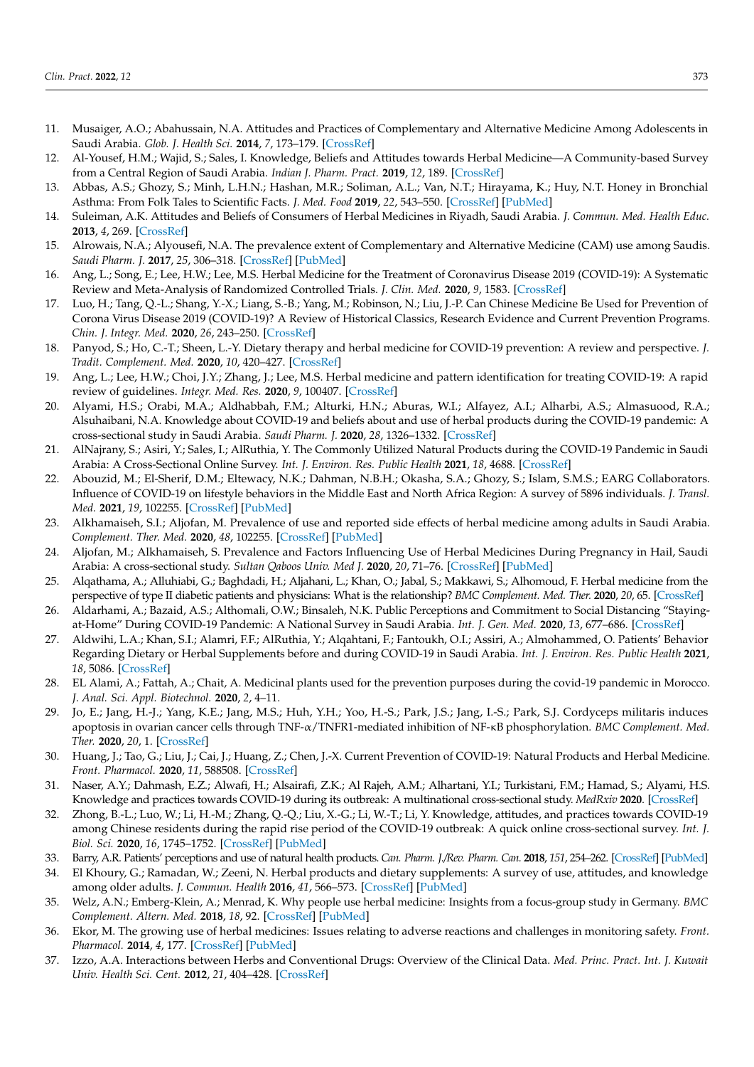11. Musaiger, A.O.; Abahussain, N.A. Attitudes and Practices of Complementary and Alternative Medicine Among Adolescents in Saudi Arabia. *Glob. J. Health Sci.* **2014**, *7*, 173–179. [CrossRef]
12. Al-Yousef, H.M.; Wajid, S.; Sales, I. Knowledge, Beliefs and Attitudes towards Herbal Medicine—A Community-based Survey from a Central Region of Saudi Arabia. *Indian J. Pharm. Pract.* **2019**, *12*, 189. [CrossRef]
13. Abbas, A.S.; Ghozy, S.; Minh, L.H.N.; Hashan, M.R.; Soliman, A.L.; Van, N.T.; Hirayama, K.; Huy, N.T. Honey in Bronchial Asthma: From Folk Tales to Scientific Facts. *J. Med. Food* **2019**, *22*, 543–550. [CrossRef] [PubMed]
14. Suleiman, A.K. Attitudes and Beliefs of Consumers of Herbal Medicines in Riyadh, Saudi Arabia. *J. Commun. Med. Health Educ.* **2013**, *4*, 269. [CrossRef]
15. Alrowais, N.A.; Alyousefi, N.A. The prevalence extent of Complementary and Alternative Medicine (CAM) use among Saudis. *Saudi Pharm. J.* **2017**, *25*, 306–318. [CrossRef] [PubMed]
16. Ang, L.; Song, E.; Lee, H.W.; Lee, M.S. Herbal Medicine for the Treatment of Coronavirus Disease 2019 (COVID-19): A Systematic Review and Meta-Analysis of Randomized Controlled Trials. *J. Clin. Med.* **2020**, *9*, 1583. [CrossRef]
17. Luo, H.; Tang, Q.-L.; Shang, Y.-X.; Liang, S.-B.; Yang, M.; Robinson, N.; Liu, J.-P. Can Chinese Medicine Be Used for Prevention of Corona Virus Disease 2019 (COVID-19)? A Review of Historical Classics, Research Evidence and Current Prevention Programs. *Chin. J. Integr. Med.* **2020**, *26*, 243–250. [CrossRef]
18. Panyod, S.; Ho, C.-T.; Sheen, L.-Y. Dietary therapy and herbal medicine for COVID-19 prevention: A review and perspective. *J. Tradit. Complement. Med.* **2020**, *10*, 420–427. [CrossRef]
19. Ang, L.; Lee, H.W.; Choi, J.Y.; Zhang, J.; Lee, M.S. Herbal medicine and pattern identification for treating COVID-19: A rapid review of guidelines. *Integr. Med. Res.* **2020**, *9*, 100407. [CrossRef]
20. Alyami, H.S.; Orabi, M.A.; Aldhabbah, F.M.; Alturki, H.N.; Aburas, W.I.; Alfayez, A.I.; Alharbi, A.S.; Almasuood, R.A.; Alsuhaibani, N.A. Knowledge about COVID-19 and beliefs about and use of herbal products during the COVID-19 pandemic: A cross-sectional study in Saudi Arabia. *Saudi Pharm. J.* **2020**, *28*, 1326–1332. [CrossRef]
21. AlNajrany, S.; Asiri, Y.; Sales, I.; AlRuthia, Y. The Commonly Utilized Natural Products during the COVID-19 Pandemic in Saudi Arabia: A Cross-Sectional Online Survey. *Int. J. Environ. Res. Public Health* **2021**, *18*, 4688. [CrossRef]
22. Abouzid, M.; El-Sherif, D.M.; Eltewacy, N.K.; Dahman, N.B.H.; Okasha, S.A.; Ghozy, S.; Islam, S.M.S.; EARG Collaborators. Influence of COVID-19 on lifestyle behaviors in the Middle East and North Africa Region: A survey of 5896 individuals. *J. Transl. Med.* **2021**, *19*, 102255. [CrossRef] [PubMed]
23. Alkhamaiseh, S.I.; Aljofan, M. Prevalence of use and reported side effects of herbal medicine among adults in Saudi Arabia. *Complement. Ther. Med.* **2020**, *48*, 102255. [CrossRef] [PubMed]
24. Aljofan, M.; Alkhamaiseh, S. Prevalence and Factors Influencing Use of Herbal Medicines During Pregnancy in Hail, Saudi Arabia: A cross-sectional study. *Sultan Qaboos Univ. Med J.* **2020**, *20*, 71–76. [CrossRef] [PubMed]
25. Alqathama, A.; Alluhiabi, G.; Baghdadi, H.; Aljahani, L.; Khan, O.; Jabal, S.; Makkawi, S.; Alhomoud, F. Herbal medicine from the perspective of type II diabetic patients and physicians: What is the relationship? *BMC Complement. Med. Ther.* **2020**, *20*, 65. [CrossRef]
26. Aldarhami, A.; Bazaid, A.S.; Althomali, O.W.; Binsaleh, N.K. Public Perceptions and Commitment to Social Distancing "Staying-at-Home" During COVID-19 Pandemic: A National Survey in Saudi Arabia. *Int. J. Gen. Med.* **2020**, *13*, 677–686. [CrossRef]
27. Aldwihi, L.A.; Khan, S.I.; Alamri, F.F.; AlRuthia, Y.; Alqahtani, F.; Fantoukh, O.I.; Assiri, A.; Almohammed, O. Patients' Behavior Regarding Dietary or Herbal Supplements before and during COVID-19 in Saudi Arabia. *Int. J. Environ. Res. Public Health* **2021**, *18*, 5086. [CrossRef]
28. EL Alami, A.; Fattah, A.; Chait, A. Medicinal plants used for the prevention purposes during the covid-19 pandemic in Morocco. *J. Anal. Sci. Appl. Biotechnol.* **2020**, *2*, 4–11.
29. Jo, E.; Jang, H.-J.; Yang, K.E.; Jang, M.S.; Huh, Y.H.; Yoo, H.-S.; Park, J.S.; Jang, I.-S.; Park, S.J. Cordyceps militaris induces apoptosis in ovarian cancer cells through TNF-α/TNFR1-mediated inhibition of NF-κB phosphorylation. *BMC Complement. Med. Ther.* **2020**, *20*, 1. [CrossRef]
30. Huang, J.; Tao, G.; Liu, J.; Cai, J.; Huang, Z.; Chen, J.-X. Current Prevention of COVID-19: Natural Products and Herbal Medicine. *Front. Pharmacol.* **2020**, *11*, 588508. [CrossRef]
31. Naser, A.Y.; Dahmash, E.Z.; Alwafi, H.; Alsairafi, Z.K.; Al Rajeh, A.M.; Alhartani, Y.I.; Turkistani, F.M.; Hamad, S.; Alyami, H.S. Knowledge and practices towards COVID-19 during its outbreak: A multinational cross-sectional study. *MedRxiv* **2020**. [CrossRef]
32. Zhong, B.-L.; Luo, W.; Li, H.-M.; Zhang, Q.-Q.; Liu, X.-G.; Li, W.-T.; Li, Y. Knowledge, attitudes, and practices towards COVID-19 among Chinese residents during the rapid rise period of the COVID-19 outbreak: A quick online cross-sectional survey. *Int. J. Biol. Sci.* **2020**, *16*, 1745–1752. [CrossRef] [PubMed]
33. Barry, A.R. Patients' perceptions and use of natural health products. *Can. Pharm. J./Rev. Pharm. Can.* **2018**, *151*, 254–262. [CrossRef] [PubMed]
34. El Khoury, G.; Ramadan, W.; Zeeni, N. Herbal products and dietary supplements: A survey of use, attitudes, and knowledge among older adults. *J. Commun. Health* **2016**, *41*, 566–573. [CrossRef] [PubMed]
35. Welz, A.N.; Emberg-Klein, A.; Menrad, K. Why people use herbal medicine: Insights from a focus-group study in Germany. *BMC Complement. Altern. Med.* **2018**, *18*, 92. [CrossRef] [PubMed]
36. Ekor, M. The growing use of herbal medicines: Issues relating to adverse reactions and challenges in monitoring safety. *Front. Pharmacol.* **2014**, *4*, 177. [CrossRef] [PubMed]
37. Izzo, A.A. Interactions between Herbs and Conventional Drugs: Overview of the Clinical Data. *Med. Princ. Pract. Int. J. Kuwait Univ. Health Sci. Cent.* **2012**, *21*, 404–428. [CrossRef]